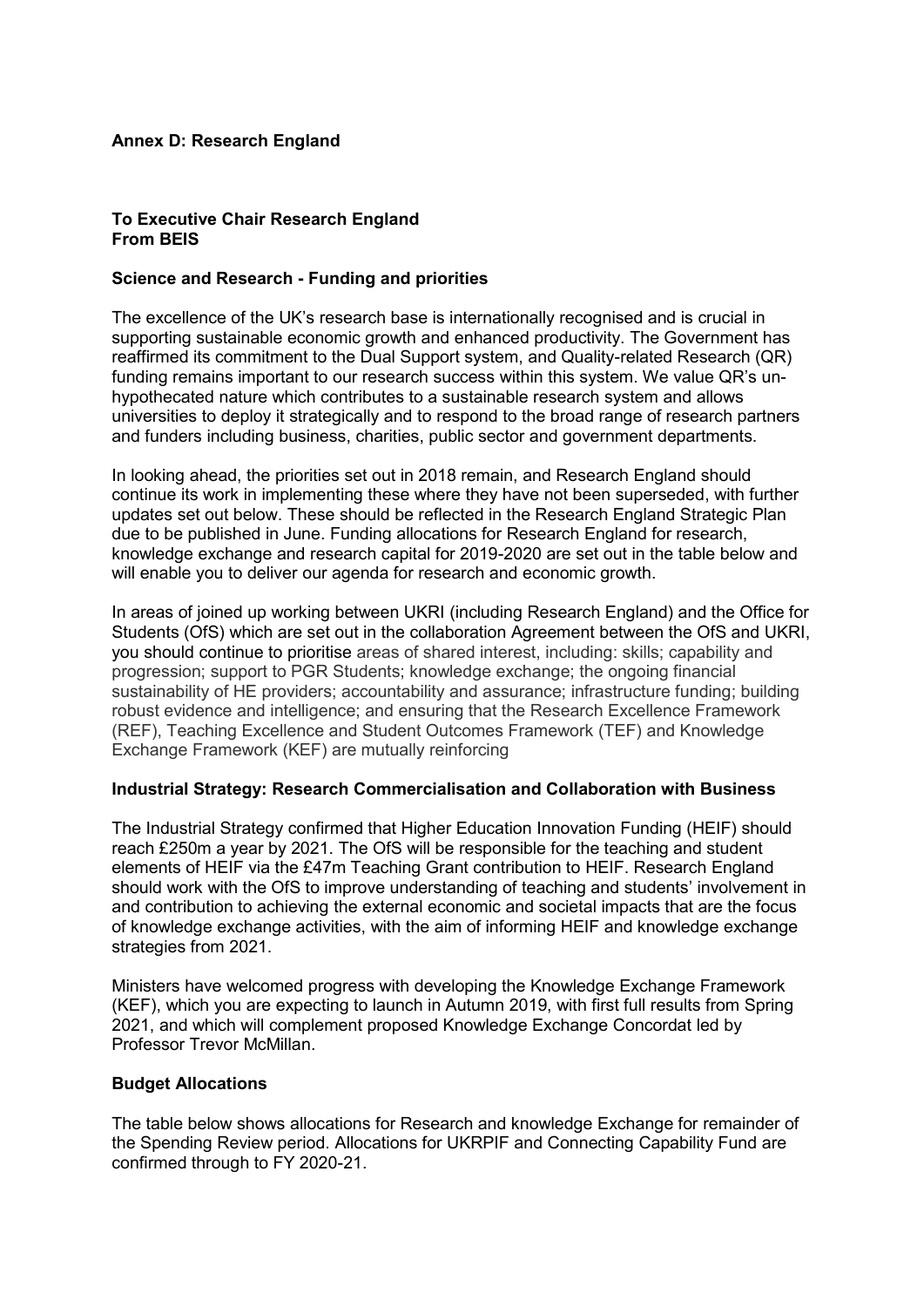**Annex D: Research England**

**To Executive Chair Research England**
**From BEIS**

**Science and Research - Funding and priorities**

The excellence of the UK's research base is internationally recognised and is crucial in supporting sustainable economic growth and enhanced productivity. The Government has reaffirmed its commitment to the Dual Support system, and Quality-related Research (QR) funding remains important to our research success within this system. We value QR's un-hypothecated nature which contributes to a sustainable research system and allows universities to deploy it strategically and to respond to the broad range of research partners and funders including business, charities, public sector and government departments.

In looking ahead, the priorities set out in 2018 remain, and Research England should continue its work in implementing these where they have not been superseded, with further updates set out below. These should be reflected in the Research England Strategic Plan due to be published in June. Funding allocations for Research England for research, knowledge exchange and research capital for 2019-2020 are set out in the table below and will enable you to deliver our agenda for research and economic growth.

In areas of joined up working between UKRI (including Research England) and the Office for Students (OfS) which are set out in the collaboration Agreement between the OfS and UKRI, you should continue to prioritise areas of shared interest, including: skills; capability and progression; support to PGR Students; knowledge exchange; the ongoing financial sustainability of HE providers; accountability and assurance; infrastructure funding; building robust evidence and intelligence; and ensuring that the Research Excellence Framework (REF), Teaching Excellence and Student Outcomes Framework (TEF) and Knowledge Exchange Framework (KEF) are mutually reinforcing

**Industrial Strategy: Research Commercialisation and Collaboration with Business**

The Industrial Strategy confirmed that Higher Education Innovation Funding (HEIF) should reach £250m a year by 2021. The OfS will be responsible for the teaching and student elements of HEIF via the £47m Teaching Grant contribution to HEIF. Research England should work with the OfS to improve understanding of teaching and students' involvement in and contribution to achieving the external economic and societal impacts that are the focus of knowledge exchange activities, with the aim of informing HEIF and knowledge exchange strategies from 2021.

Ministers have welcomed progress with developing the Knowledge Exchange Framework (KEF), which you are expecting to launch in Autumn 2019, with first full results from Spring 2021, and which will complement proposed Knowledge Exchange Concordat led by Professor Trevor McMillan.

**Budget Allocations**

The table below shows allocations for Research and knowledge Exchange for remainder of the Spending Review period. Allocations for UKRPIF and Connecting Capability Fund are confirmed through to FY 2020-21.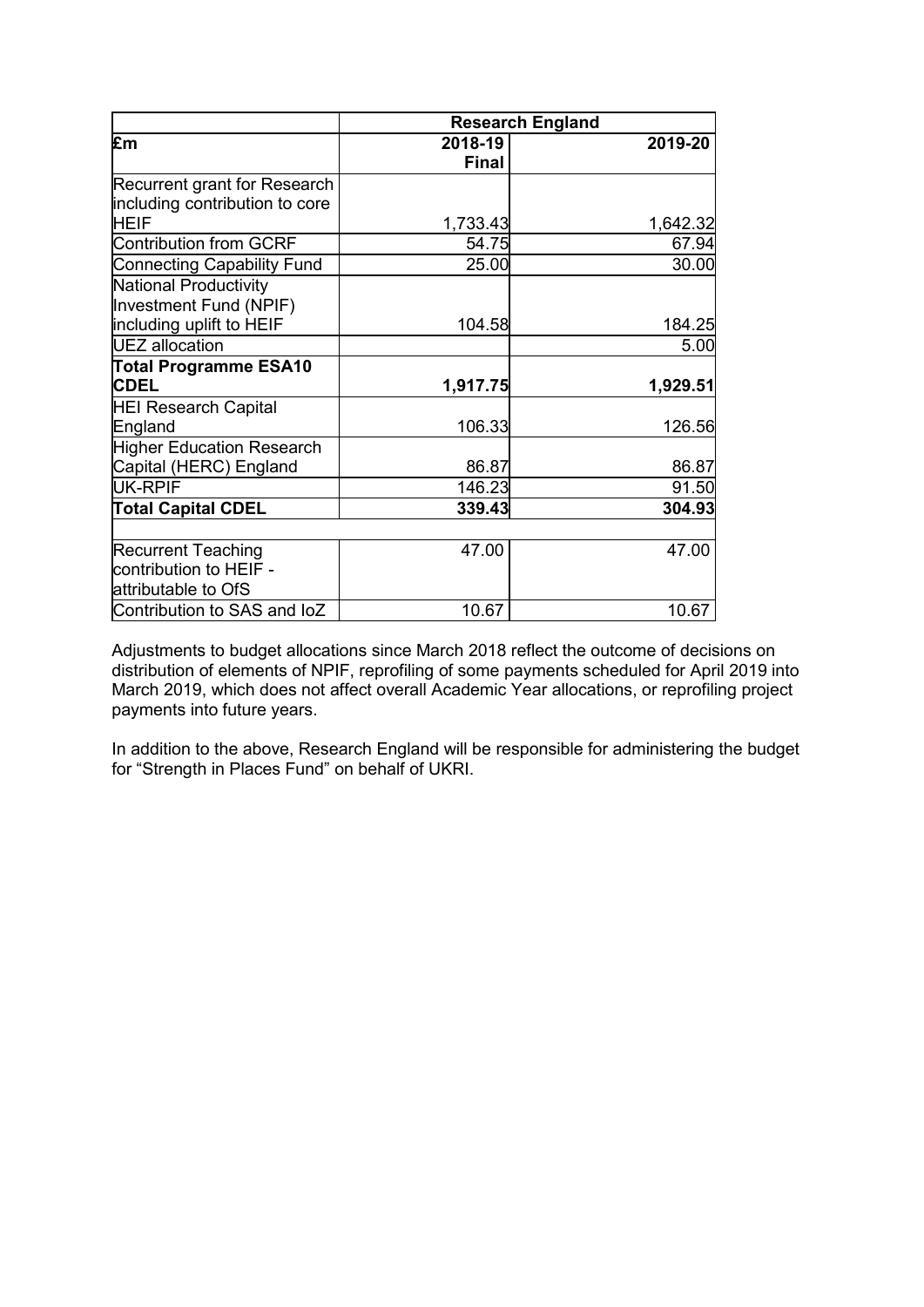| | Research England | |
|---|---|---|
| **£m** | **2018-19 Final** | **2019-20** |
| Recurrent grant for Research including contribution to core HEIF | 1,733.43 | 1,642.32 |
| Contribution from GCRF | 54.75 | 67.94 |
| Connecting Capability Fund | 25.00 | 30.00 |
| National Productivity Investment Fund (NPIF) including uplift to HEIF | 104.58 | 184.25 |
| UEZ allocation | | 5.00 |
| **Total Programme ESA10 CDEL** | **1,917.75** | **1,929.51** |
| HEI Research Capital England | 106.33 | 126.56 |
| Higher Education Research Capital (HERC) England | 86.87 | 86.87 |
| UK-RPIF | 146.23 | 91.50 |
| **Total Capital CDEL** | **339.43** | **304.93** |
| | | |
| Recurrent Teaching contribution to HEIF - attributable to OfS | 47.00 | 47.00 |
| Contribution to SAS and IoZ | 10.67 | 10.67 |

Adjustments to budget allocations since March 2018 reflect the outcome of decisions on distribution of elements of NPIF, reprofiling of some payments scheduled for April 2019 into March 2019, which does not affect overall Academic Year allocations, or reprofiling project payments into future years.

In addition to the above, Research England will be responsible for administering the budget for "Strength in Places Fund" on behalf of UKRI.